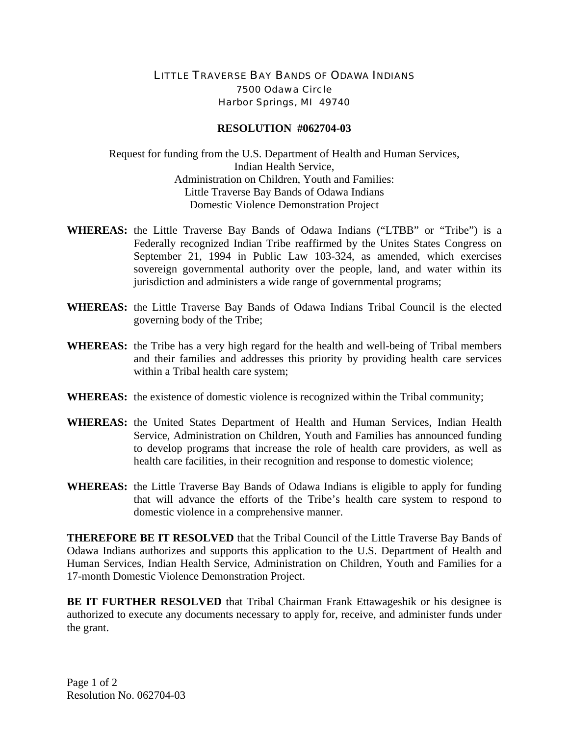LITTLE TRAVERSE BAY BANDS OF ODAWA INDIANS
7500 Odawa Circle
Harbor Springs, MI 49740

**RESOLUTION #062704-03**

Request for funding from the U.S. Department of Health and Human Services,
Indian Health Service,
Administration on Children, Youth and Families:
Little Traverse Bay Bands of Odawa Indians
Domestic Violence Demonstration Project

**WHEREAS:** the Little Traverse Bay Bands of Odawa Indians ("LTBB" or "Tribe") is a Federally recognized Indian Tribe reaffirmed by the Unites States Congress on September 21, 1994 in Public Law 103-324, as amended, which exercises sovereign governmental authority over the people, land, and water within its jurisdiction and administers a wide range of governmental programs;

**WHEREAS:** the Little Traverse Bay Bands of Odawa Indians Tribal Council is the elected governing body of the Tribe;

**WHEREAS:** the Tribe has a very high regard for the health and well-being of Tribal members and their families and addresses this priority by providing health care services within a Tribal health care system;

**WHEREAS:** the existence of domestic violence is recognized within the Tribal community;

**WHEREAS:** the United States Department of Health and Human Services, Indian Health Service, Administration on Children, Youth and Families has announced funding to develop programs that increase the role of health care providers, as well as health care facilities, in their recognition and response to domestic violence;

**WHEREAS:** the Little Traverse Bay Bands of Odawa Indians is eligible to apply for funding that will advance the efforts of the Tribe's health care system to respond to domestic violence in a comprehensive manner.

**THEREFORE BE IT RESOLVED** that the Tribal Council of the Little Traverse Bay Bands of Odawa Indians authorizes and supports this application to the U.S. Department of Health and Human Services, Indian Health Service, Administration on Children, Youth and Families for a 17-month Domestic Violence Demonstration Project.

**BE IT FURTHER RESOLVED** that Tribal Chairman Frank Ettawageshik or his designee is authorized to execute any documents necessary to apply for, receive, and administer funds under the grant.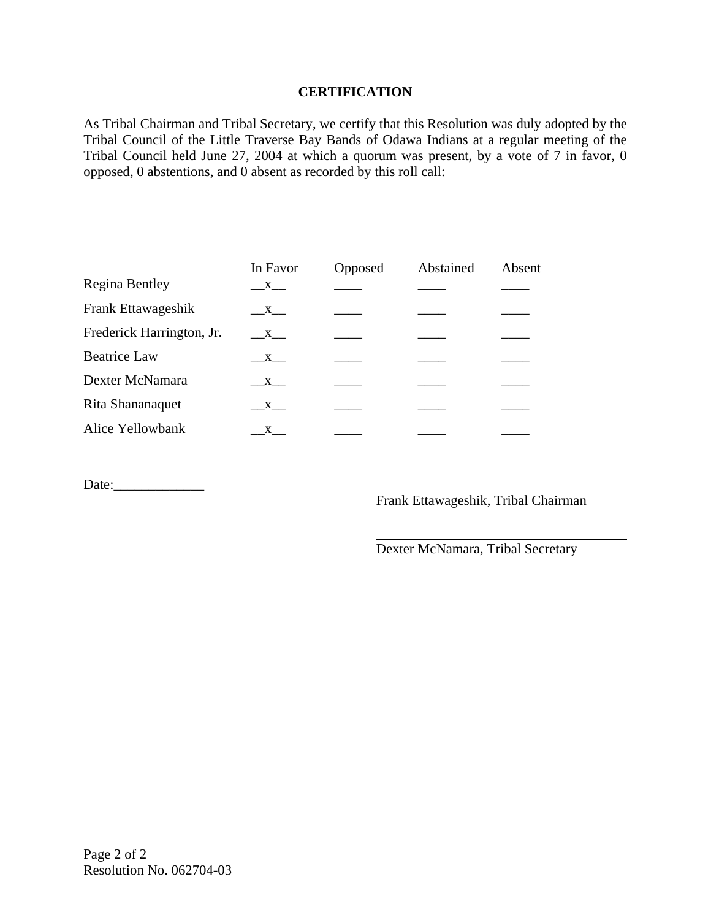## CERTIFICATION

As Tribal Chairman and Tribal Secretary, we certify that this Resolution was duly adopted by the Tribal Council of the Little Traverse Bay Bands of Odawa Indians at a regular meeting of the Tribal Council held June 27, 2004 at which a quorum was present, by a vote of 7 in favor, 0 opposed, 0 abstentions, and 0 absent as recorded by this roll call:

| | In Favor | Opposed | Abstained | Absent |
|---|---|---|---|---|
| Regina Bentley | x | | | |
| Frank Ettawageshik | x | | | |
| Frederick Harrington, Jr. | x | | | |
| Beatrice Law | x | | | |
| Dexter McNamara | x | | | |
| Rita Shananaquet | x | | | |
| Alice Yellowbank | x | | | |

Date:_____________

______________________________________
Frank Ettawageshik, Tribal Chairman

______________________________________
Dexter McNamara, Tribal Secretary

Resolution No. 062704-03